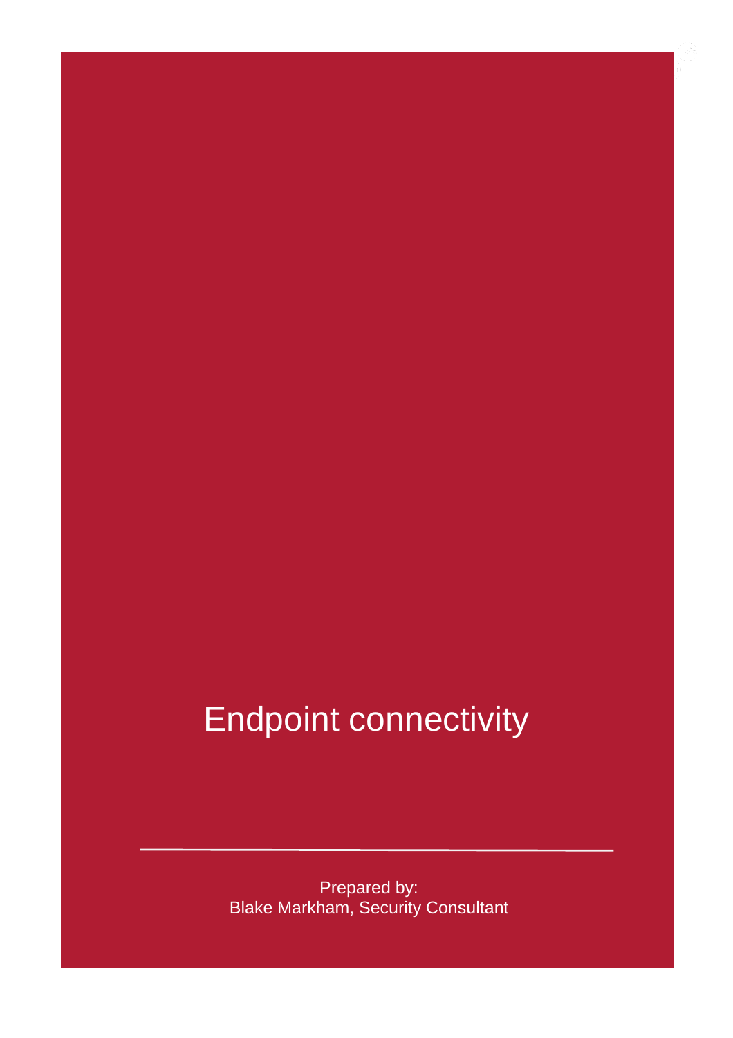# Endpoint connectivity

---

Prepared by:
Blake Markham, Security Consultant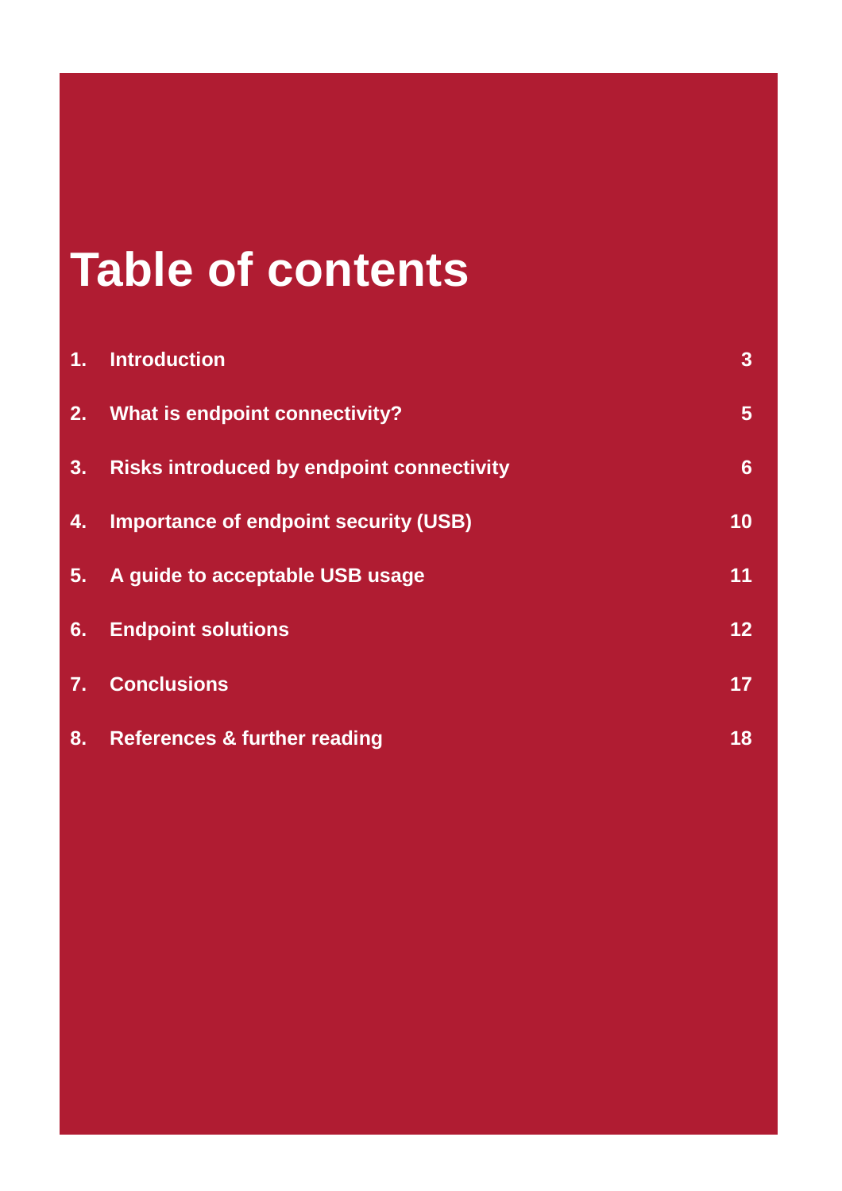# Table of contents

| | | |
|---|---|---|
| 1. | Introduction | 3 |
| 2. | What is endpoint connectivity? | 5 |
| 3. | Risks introduced by endpoint connectivity | 6 |
| 4. | Importance of endpoint security (USB) | 10 |
| 5. | A guide to acceptable USB usage | 11 |
| 6. | Endpoint solutions | 12 |
| 7. | Conclusions | 17 |
| 8. | References & further reading | 18 |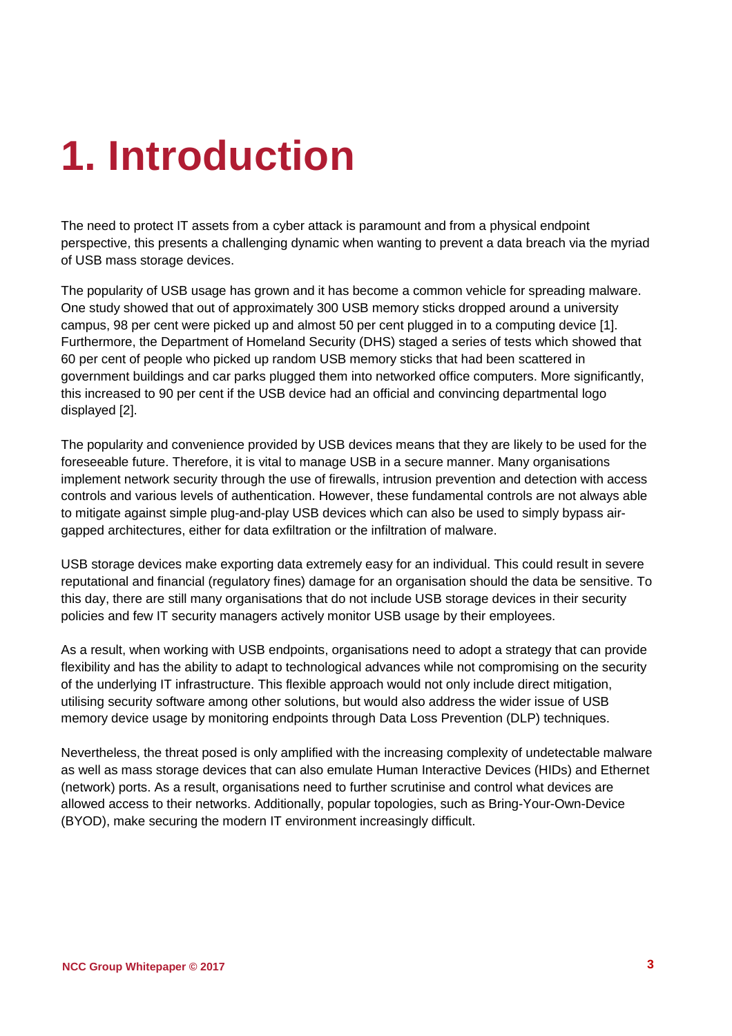# 1. Introduction

The need to protect IT assets from a cyber attack is paramount and from a physical endpoint perspective, this presents a challenging dynamic when wanting to prevent a data breach via the myriad of USB mass storage devices.

The popularity of USB usage has grown and it has become a common vehicle for spreading malware. One study showed that out of approximately 300 USB memory sticks dropped around a university campus, 98 per cent were picked up and almost 50 per cent plugged in to a computing device [1]. Furthermore, the Department of Homeland Security (DHS) staged a series of tests which showed that 60 per cent of people who picked up random USB memory sticks that had been scattered in government buildings and car parks plugged them into networked office computers. More significantly, this increased to 90 per cent if the USB device had an official and convincing departmental logo displayed [2].

The popularity and convenience provided by USB devices means that they are likely to be used for the foreseeable future. Therefore, it is vital to manage USB in a secure manner. Many organisations implement network security through the use of firewalls, intrusion prevention and detection with access controls and various levels of authentication. However, these fundamental controls are not always able to mitigate against simple plug-and-play USB devices which can also be used to simply bypass air-gapped architectures, either for data exfiltration or the infiltration of malware.

USB storage devices make exporting data extremely easy for an individual. This could result in severe reputational and financial (regulatory fines) damage for an organisation should the data be sensitive. To this day, there are still many organisations that do not include USB storage devices in their security policies and few IT security managers actively monitor USB usage by their employees.

As a result, when working with USB endpoints, organisations need to adopt a strategy that can provide flexibility and has the ability to adapt to technological advances while not compromising on the security of the underlying IT infrastructure. This flexible approach would not only include direct mitigation, utilising security software among other solutions, but would also address the wider issue of USB memory device usage by monitoring endpoints through Data Loss Prevention (DLP) techniques.

Nevertheless, the threat posed is only amplified with the increasing complexity of undetectable malware as well as mass storage devices that can also emulate Human Interactive Devices (HIDs) and Ethernet (network) ports. As a result, organisations need to further scrutinise and control what devices are allowed access to their networks. Additionally, popular topologies, such as Bring-Your-Own-Device (BYOD), make securing the modern IT environment increasingly difficult.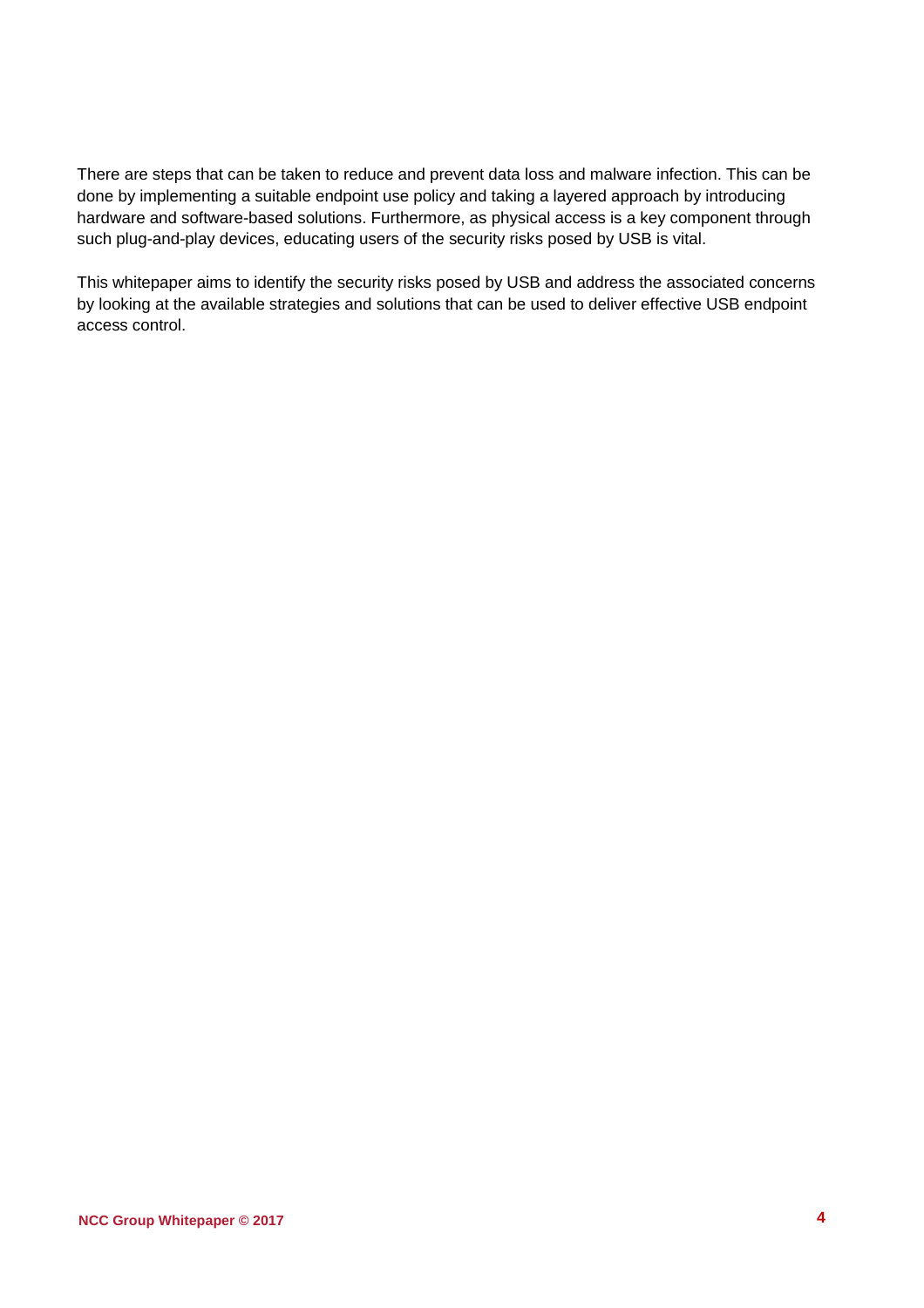There are steps that can be taken to reduce and prevent data loss and malware infection. This can be done by implementing a suitable endpoint use policy and taking a layered approach by introducing hardware and software-based solutions. Furthermore, as physical access is a key component through such plug-and-play devices, educating users of the security risks posed by USB is vital.

This whitepaper aims to identify the security risks posed by USB and address the associated concerns by looking at the available strategies and solutions that can be used to deliver effective USB endpoint access control.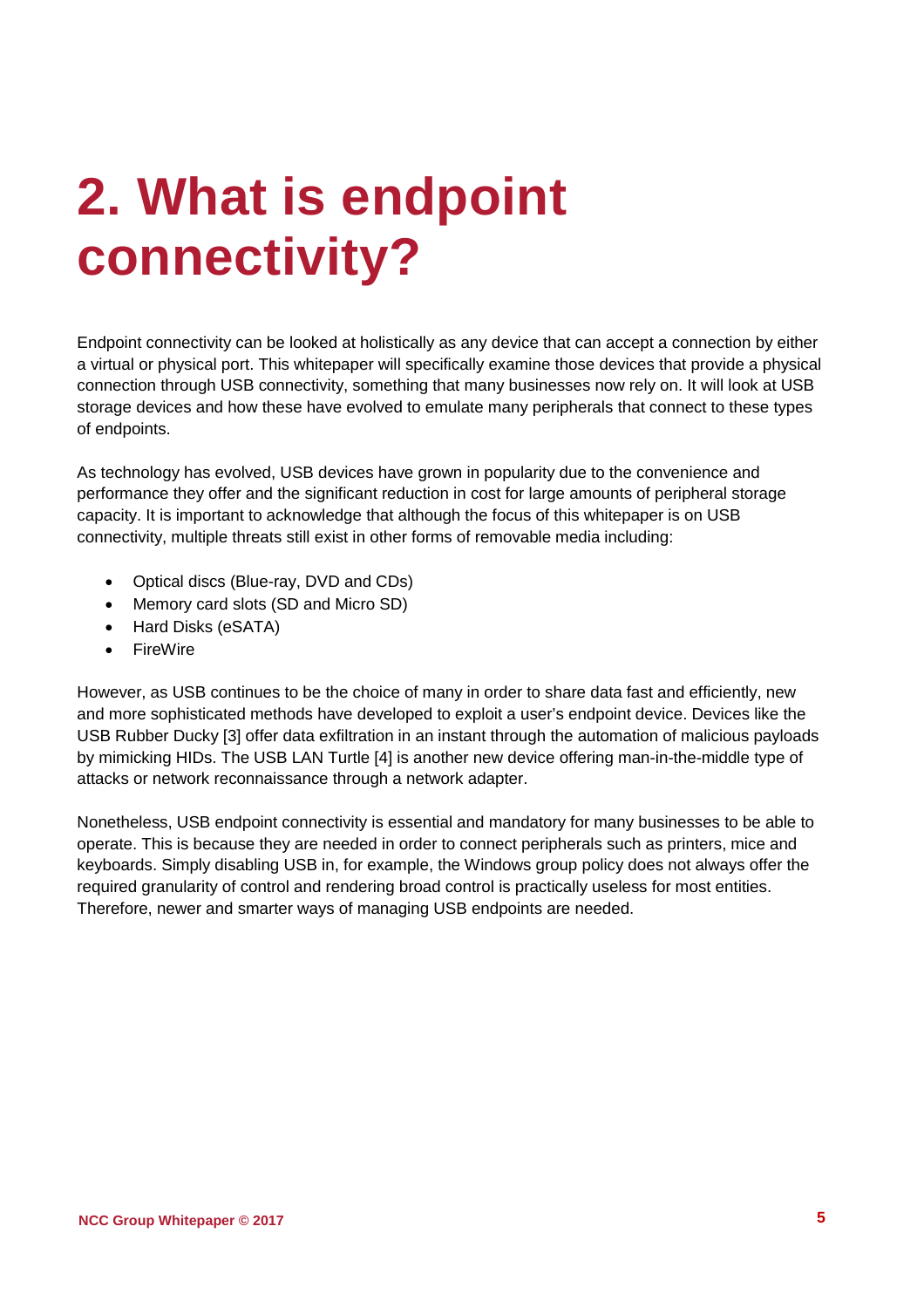# 2. What is endpoint connectivity?

Endpoint connectivity can be looked at holistically as any device that can accept a connection by either a virtual or physical port. This whitepaper will specifically examine those devices that provide a physical connection through USB connectivity, something that many businesses now rely on. It will look at USB storage devices and how these have evolved to emulate many peripherals that connect to these types of endpoints.

As technology has evolved, USB devices have grown in popularity due to the convenience and performance they offer and the significant reduction in cost for large amounts of peripheral storage capacity. It is important to acknowledge that although the focus of this whitepaper is on USB connectivity, multiple threats still exist in other forms of removable media including:

- Optical discs (Blue-ray, DVD and CDs)
- Memory card slots (SD and Micro SD)
- Hard Disks (eSATA)
- FireWire

However, as USB continues to be the choice of many in order to share data fast and efficiently, new and more sophisticated methods have developed to exploit a user's endpoint device. Devices like the USB Rubber Ducky [3] offer data exfiltration in an instant through the automation of malicious payloads by mimicking HIDs. The USB LAN Turtle [4] is another new device offering man-in-the-middle type of attacks or network reconnaissance through a network adapter.

Nonetheless, USB endpoint connectivity is essential and mandatory for many businesses to be able to operate. This is because they are needed in order to connect peripherals such as printers, mice and keyboards. Simply disabling USB in, for example, the Windows group policy does not always offer the required granularity of control and rendering broad control is practically useless for most entities. Therefore, newer and smarter ways of managing USB endpoints are needed.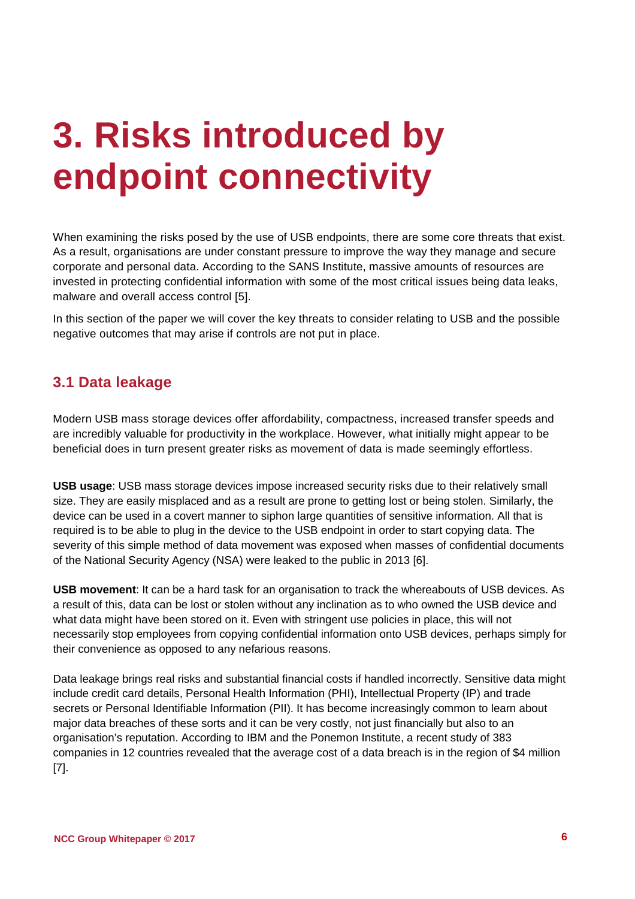# 3. Risks introduced by endpoint connectivity

When examining the risks posed by the use of USB endpoints, there are some core threats that exist. As a result, organisations are under constant pressure to improve the way they manage and secure corporate and personal data. According to the SANS Institute, massive amounts of resources are invested in protecting confidential information with some of the most critical issues being data leaks, malware and overall access control [5].

In this section of the paper we will cover the key threats to consider relating to USB and the possible negative outcomes that may arise if controls are not put in place.

## 3.1 Data leakage

Modern USB mass storage devices offer affordability, compactness, increased transfer speeds and are incredibly valuable for productivity in the workplace. However, what initially might appear to be beneficial does in turn present greater risks as movement of data is made seemingly effortless.

**USB usage**: USB mass storage devices impose increased security risks due to their relatively small size. They are easily misplaced and as a result are prone to getting lost or being stolen. Similarly, the device can be used in a covert manner to siphon large quantities of sensitive information. All that is required is to be able to plug in the device to the USB endpoint in order to start copying data. The severity of this simple method of data movement was exposed when masses of confidential documents of the National Security Agency (NSA) were leaked to the public in 2013 [6].

**USB movement**: It can be a hard task for an organisation to track the whereabouts of USB devices. As a result of this, data can be lost or stolen without any inclination as to who owned the USB device and what data might have been stored on it. Even with stringent use policies in place, this will not necessarily stop employees from copying confidential information onto USB devices, perhaps simply for their convenience as opposed to any nefarious reasons.

Data leakage brings real risks and substantial financial costs if handled incorrectly. Sensitive data might include credit card details, Personal Health Information (PHI), Intellectual Property (IP) and trade secrets or Personal Identifiable Information (PII). It has become increasingly common to learn about major data breaches of these sorts and it can be very costly, not just financially but also to an organisation's reputation. According to IBM and the Ponemon Institute, a recent study of 383 companies in 12 countries revealed that the average cost of a data breach is in the region of $4 million [7].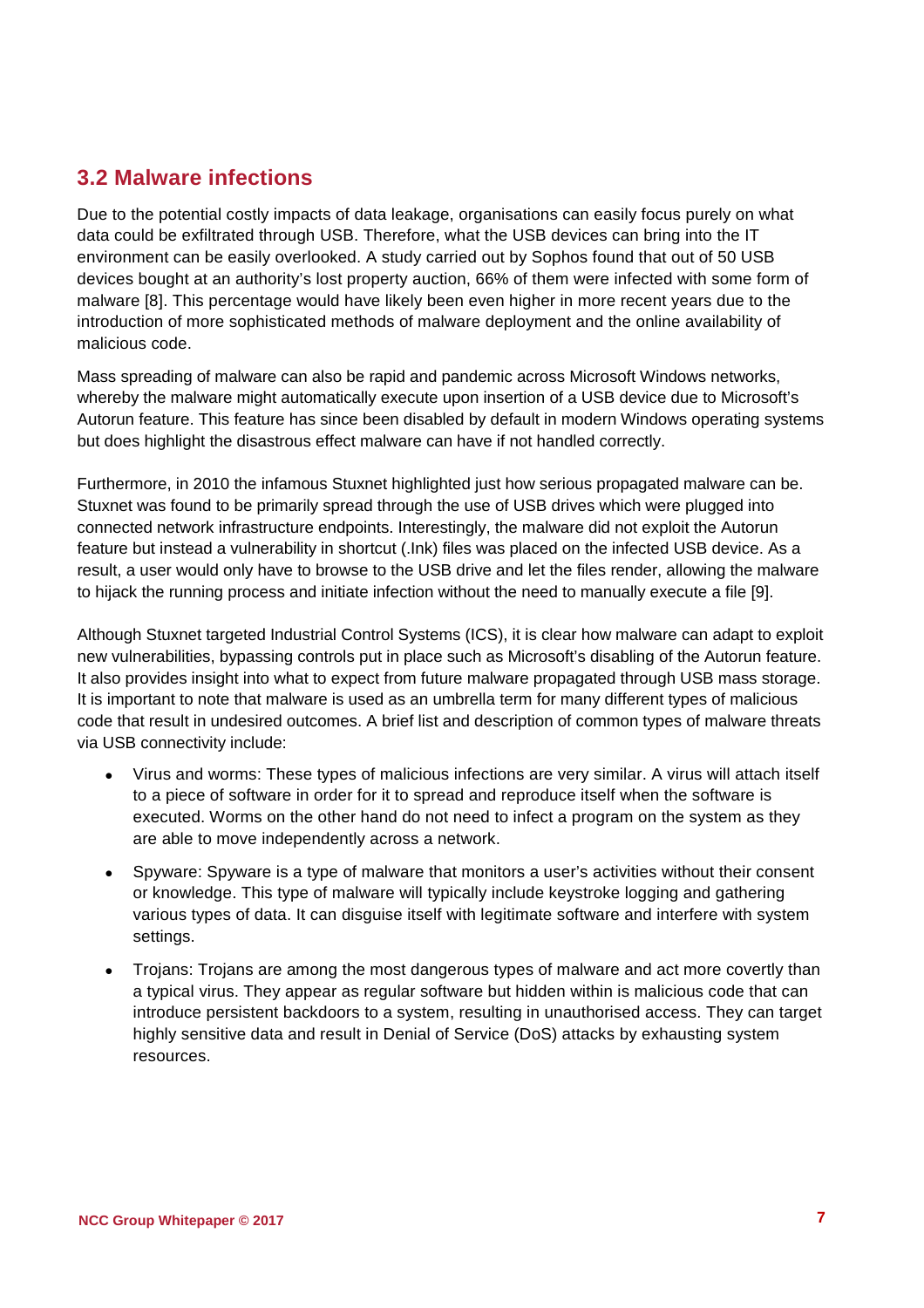## 3.2 Malware infections

Due to the potential costly impacts of data leakage, organisations can easily focus purely on what data could be exfiltrated through USB. Therefore, what the USB devices can bring into the IT environment can be easily overlooked. A study carried out by Sophos found that out of 50 USB devices bought at an authority's lost property auction, 66% of them were infected with some form of malware [8]. This percentage would have likely been even higher in more recent years due to the introduction of more sophisticated methods of malware deployment and the online availability of malicious code.

Mass spreading of malware can also be rapid and pandemic across Microsoft Windows networks, whereby the malware might automatically execute upon insertion of a USB device due to Microsoft's Autorun feature. This feature has since been disabled by default in modern Windows operating systems but does highlight the disastrous effect malware can have if not handled correctly.

Furthermore, in 2010 the infamous Stuxnet highlighted just how serious propagated malware can be. Stuxnet was found to be primarily spread through the use of USB drives which were plugged into connected network infrastructure endpoints. Interestingly, the malware did not exploit the Autorun feature but instead a vulnerability in shortcut (.lnk) files was placed on the infected USB device. As a result, a user would only have to browse to the USB drive and let the files render, allowing the malware to hijack the running process and initiate infection without the need to manually execute a file [9].

Although Stuxnet targeted Industrial Control Systems (ICS), it is clear how malware can adapt to exploit new vulnerabilities, bypassing controls put in place such as Microsoft's disabling of the Autorun feature. It also provides insight into what to expect from future malware propagated through USB mass storage. It is important to note that malware is used as an umbrella term for many different types of malicious code that result in undesired outcomes. A brief list and description of common types of malware threats via USB connectivity include:

- Virus and worms: These types of malicious infections are very similar. A virus will attach itself to a piece of software in order for it to spread and reproduce itself when the software is executed. Worms on the other hand do not need to infect a program on the system as they are able to move independently across a network.
- Spyware: Spyware is a type of malware that monitors a user's activities without their consent or knowledge. This type of malware will typically include keystroke logging and gathering various types of data. It can disguise itself with legitimate software and interfere with system settings.
- Trojans: Trojans are among the most dangerous types of malware and act more covertly than a typical virus. They appear as regular software but hidden within is malicious code that can introduce persistent backdoors to a system, resulting in unauthorised access. They can target highly sensitive data and result in Denial of Service (DoS) attacks by exhausting system resources.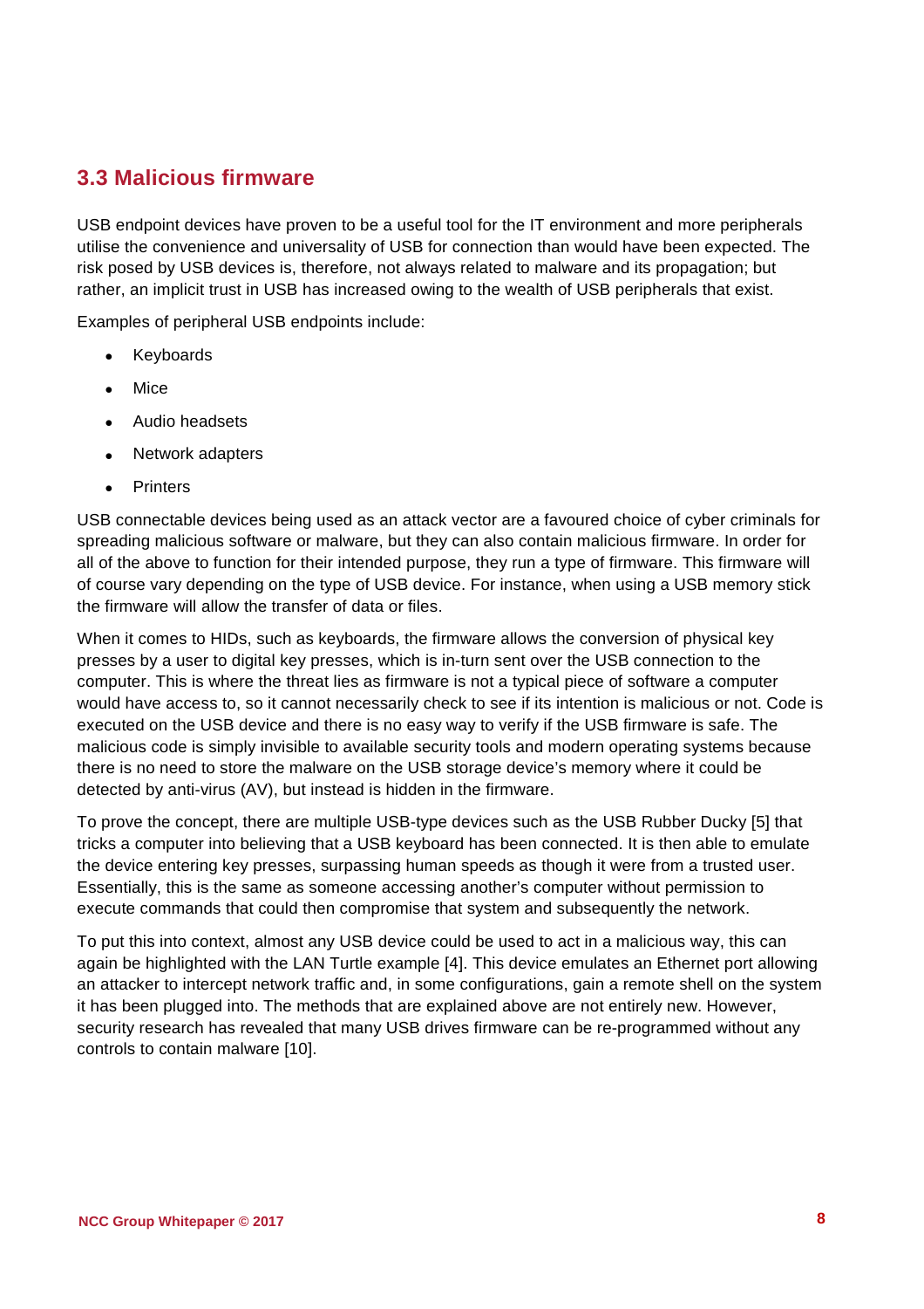## 3.3 Malicious firmware

USB endpoint devices have proven to be a useful tool for the IT environment and more peripherals utilise the convenience and universality of USB for connection than would have been expected. The risk posed by USB devices is, therefore, not always related to malware and its propagation; but rather, an implicit trust in USB has increased owing to the wealth of USB peripherals that exist.

Examples of peripheral USB endpoints include:

- Keyboards
- Mice
- Audio headsets
- Network adapters
- Printers

USB connectable devices being used as an attack vector are a favoured choice of cyber criminals for spreading malicious software or malware, but they can also contain malicious firmware. In order for all of the above to function for their intended purpose, they run a type of firmware. This firmware will of course vary depending on the type of USB device. For instance, when using a USB memory stick the firmware will allow the transfer of data or files.

When it comes to HIDs, such as keyboards, the firmware allows the conversion of physical key presses by a user to digital key presses, which is in-turn sent over the USB connection to the computer. This is where the threat lies as firmware is not a typical piece of software a computer would have access to, so it cannot necessarily check to see if its intention is malicious or not. Code is executed on the USB device and there is no easy way to verify if the USB firmware is safe. The malicious code is simply invisible to available security tools and modern operating systems because there is no need to store the malware on the USB storage device's memory where it could be detected by anti-virus (AV), but instead is hidden in the firmware.

To prove the concept, there are multiple USB-type devices such as the USB Rubber Ducky [5] that tricks a computer into believing that a USB keyboard has been connected. It is then able to emulate the device entering key presses, surpassing human speeds as though it were from a trusted user. Essentially, this is the same as someone accessing another's computer without permission to execute commands that could then compromise that system and subsequently the network.

To put this into context, almost any USB device could be used to act in a malicious way, this can again be highlighted with the LAN Turtle example [4]. This device emulates an Ethernet port allowing an attacker to intercept network traffic and, in some configurations, gain a remote shell on the system it has been plugged into. The methods that are explained above are not entirely new. However, security research has revealed that many USB drives firmware can be re-programmed without any controls to contain malware [10].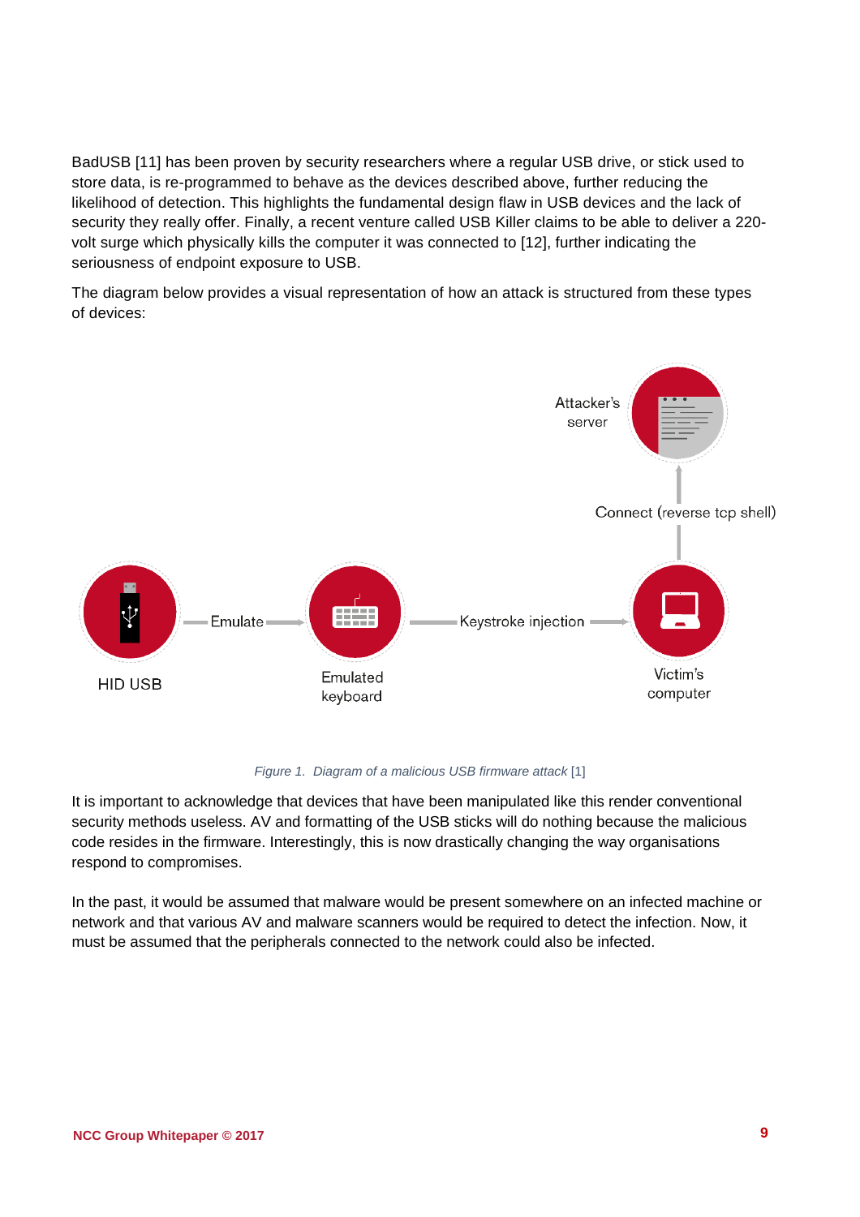BadUSB [11] has been proven by security researchers where a regular USB drive, or stick used to store data, is re-programmed to behave as the devices described above, further reducing the likelihood of detection. This highlights the fundamental design flaw in USB devices and the lack of security they really offer. Finally, a recent venture called USB Killer claims to be able to deliver a 220-volt surge which physically kills the computer it was connected to [12], further indicating the seriousness of endpoint exposure to USB.

The diagram below provides a visual representation of how an attack is structured from these types of devices:

Attacker's server

Connect (reverse tcp shell)

HID USB — Emulate → Emulated keyboard — Keystroke injection → Victim's computer

*Figure 1. Diagram of a malicious USB firmware attack* [1]

It is important to acknowledge that devices that have been manipulated like this render conventional security methods useless. AV and formatting of the USB sticks will do nothing because the malicious code resides in the firmware. Interestingly, this is now drastically changing the way organisations respond to compromises.

In the past, it would be assumed that malware would be present somewhere on an infected machine or network and that various AV and malware scanners would be required to detect the infection. Now, it must be assumed that the peripherals connected to the network could also be infected.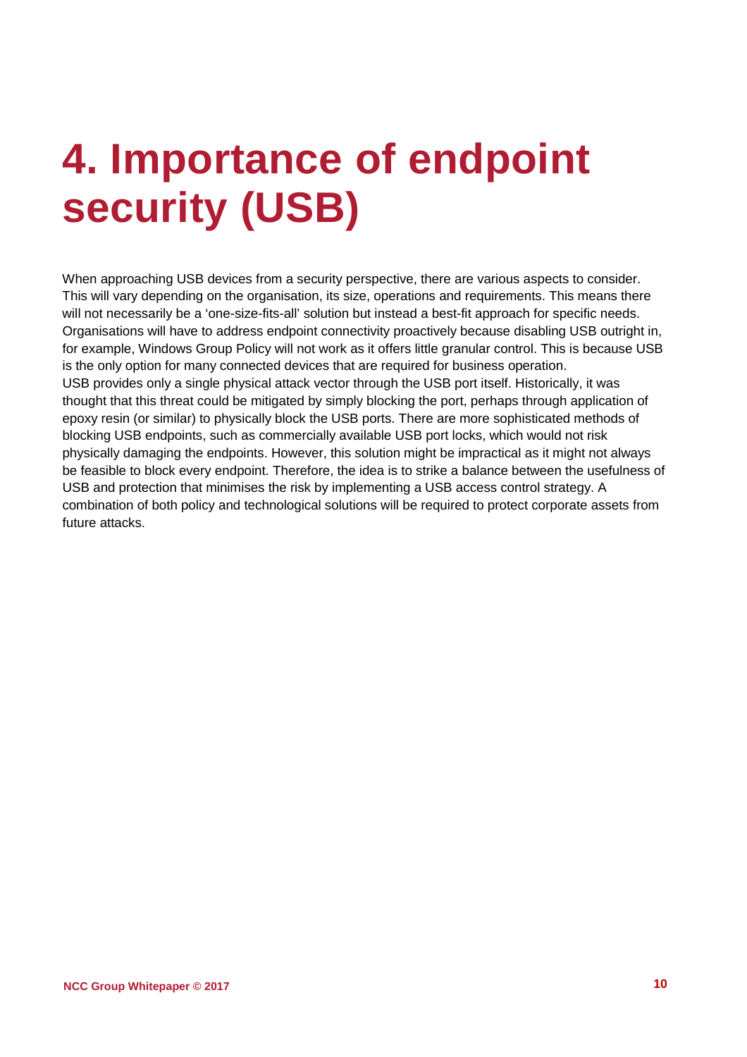# 4. Importance of endpoint security (USB)

When approaching USB devices from a security perspective, there are various aspects to consider. This will vary depending on the organisation, its size, operations and requirements. This means there will not necessarily be a 'one-size-fits-all' solution but instead a best-fit approach for specific needs. Organisations will have to address endpoint connectivity proactively because disabling USB outright in, for example, Windows Group Policy will not work as it offers little granular control. This is because USB is the only option for many connected devices that are required for business operation.
USB provides only a single physical attack vector through the USB port itself. Historically, it was thought that this threat could be mitigated by simply blocking the port, perhaps through application of epoxy resin (or similar) to physically block the USB ports. There are more sophisticated methods of blocking USB endpoints, such as commercially available USB port locks, which would not risk physically damaging the endpoints. However, this solution might be impractical as it might not always be feasible to block every endpoint. Therefore, the idea is to strike a balance between the usefulness of USB and protection that minimises the risk by implementing a USB access control strategy. A combination of both policy and technological solutions will be required to protect corporate assets from future attacks.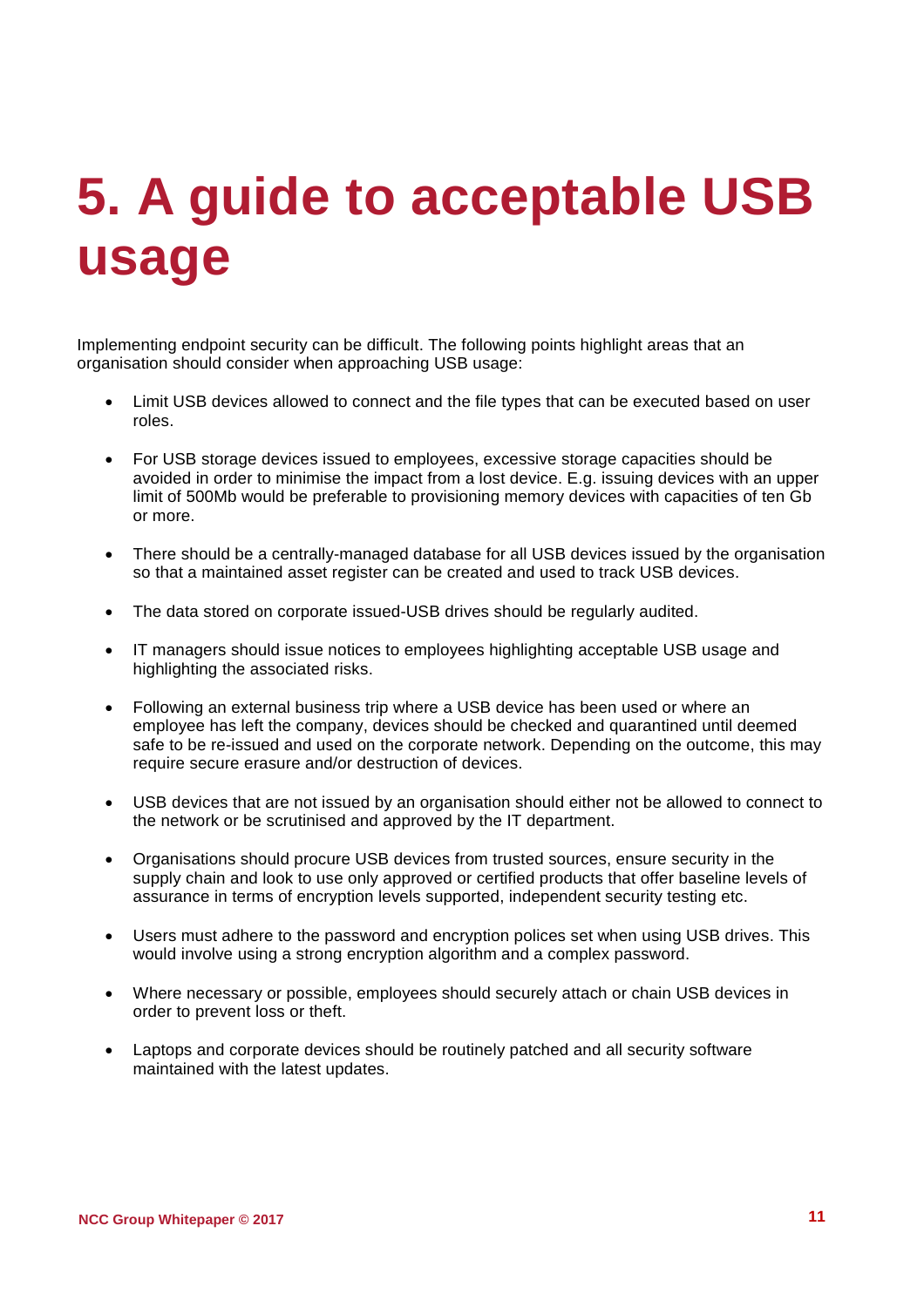# 5. A guide to acceptable USB usage

Implementing endpoint security can be difficult. The following points highlight areas that an organisation should consider when approaching USB usage:

- Limit USB devices allowed to connect and the file types that can be executed based on user roles.
- For USB storage devices issued to employees, excessive storage capacities should be avoided in order to minimise the impact from a lost device. E.g. issuing devices with an upper limit of 500Mb would be preferable to provisioning memory devices with capacities of ten Gb or more.
- There should be a centrally-managed database for all USB devices issued by the organisation so that a maintained asset register can be created and used to track USB devices.
- The data stored on corporate issued-USB drives should be regularly audited.
- IT managers should issue notices to employees highlighting acceptable USB usage and highlighting the associated risks.
- Following an external business trip where a USB device has been used or where an employee has left the company, devices should be checked and quarantined until deemed safe to be re-issued and used on the corporate network. Depending on the outcome, this may require secure erasure and/or destruction of devices.
- USB devices that are not issued by an organisation should either not be allowed to connect to the network or be scrutinised and approved by the IT department.
- Organisations should procure USB devices from trusted sources, ensure security in the supply chain and look to use only approved or certified products that offer baseline levels of assurance in terms of encryption levels supported, independent security testing etc.
- Users must adhere to the password and encryption polices set when using USB drives. This would involve using a strong encryption algorithm and a complex password.
- Where necessary or possible, employees should securely attach or chain USB devices in order to prevent loss or theft.
- Laptops and corporate devices should be routinely patched and all security software maintained with the latest updates.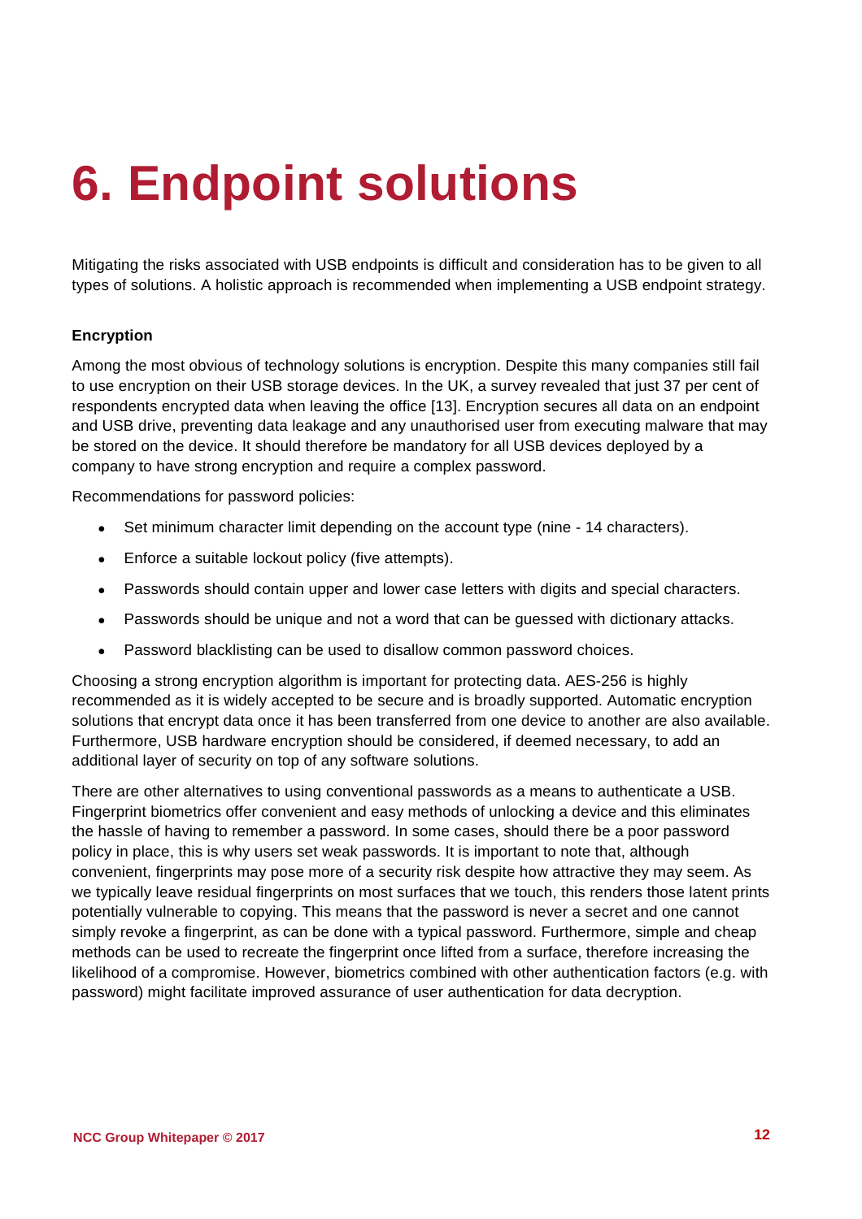# 6. Endpoint solutions

Mitigating the risks associated with USB endpoints is difficult and consideration has to be given to all types of solutions. A holistic approach is recommended when implementing a USB endpoint strategy.

**Encryption**

Among the most obvious of technology solutions is encryption. Despite this many companies still fail to use encryption on their USB storage devices. In the UK, a survey revealed that just 37 per cent of respondents encrypted data when leaving the office [13]. Encryption secures all data on an endpoint and USB drive, preventing data leakage and any unauthorised user from executing malware that may be stored on the device. It should therefore be mandatory for all USB devices deployed by a company to have strong encryption and require a complex password.

Recommendations for password policies:

- Set minimum character limit depending on the account type (nine - 14 characters).
- Enforce a suitable lockout policy (five attempts).
- Passwords should contain upper and lower case letters with digits and special characters.
- Passwords should be unique and not a word that can be guessed with dictionary attacks.
- Password blacklisting can be used to disallow common password choices.

Choosing a strong encryption algorithm is important for protecting data. AES-256 is highly recommended as it is widely accepted to be secure and is broadly supported. Automatic encryption solutions that encrypt data once it has been transferred from one device to another are also available. Furthermore, USB hardware encryption should be considered, if deemed necessary, to add an additional layer of security on top of any software solutions.

There are other alternatives to using conventional passwords as a means to authenticate a USB. Fingerprint biometrics offer convenient and easy methods of unlocking a device and this eliminates the hassle of having to remember a password. In some cases, should there be a poor password policy in place, this is why users set weak passwords. It is important to note that, although convenient, fingerprints may pose more of a security risk despite how attractive they may seem. As we typically leave residual fingerprints on most surfaces that we touch, this renders those latent prints potentially vulnerable to copying. This means that the password is never a secret and one cannot simply revoke a fingerprint, as can be done with a typical password. Furthermore, simple and cheap methods can be used to recreate the fingerprint once lifted from a surface, therefore increasing the likelihood of a compromise. However, biometrics combined with other authentication factors (e.g. with password) might facilitate improved assurance of user authentication for data decryption.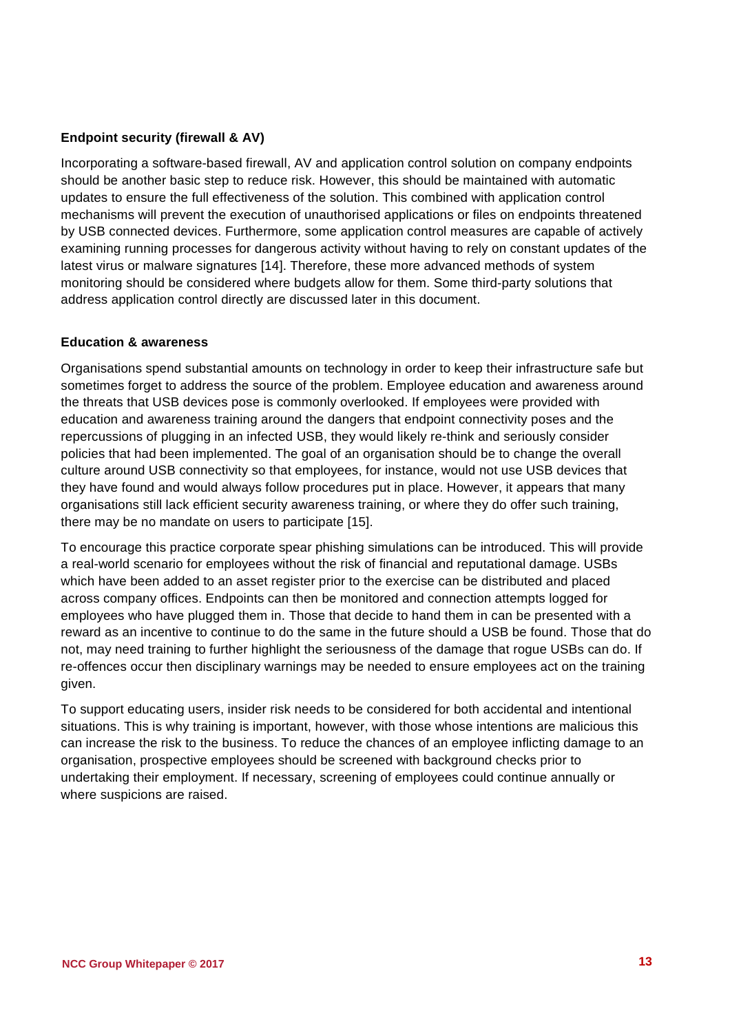**Endpoint security (firewall & AV)**

Incorporating a software-based firewall, AV and application control solution on company endpoints should be another basic step to reduce risk. However, this should be maintained with automatic updates to ensure the full effectiveness of the solution. This combined with application control mechanisms will prevent the execution of unauthorised applications or files on endpoints threatened by USB connected devices. Furthermore, some application control measures are capable of actively examining running processes for dangerous activity without having to rely on constant updates of the latest virus or malware signatures [14]. Therefore, these more advanced methods of system monitoring should be considered where budgets allow for them. Some third-party solutions that address application control directly are discussed later in this document.

**Education & awareness**

Organisations spend substantial amounts on technology in order to keep their infrastructure safe but sometimes forget to address the source of the problem. Employee education and awareness around the threats that USB devices pose is commonly overlooked. If employees were provided with education and awareness training around the dangers that endpoint connectivity poses and the repercussions of plugging in an infected USB, they would likely re-think and seriously consider policies that had been implemented. The goal of an organisation should be to change the overall culture around USB connectivity so that employees, for instance, would not use USB devices that they have found and would always follow procedures put in place. However, it appears that many organisations still lack efficient security awareness training, or where they do offer such training, there may be no mandate on users to participate [15].

To encourage this practice corporate spear phishing simulations can be introduced. This will provide a real-world scenario for employees without the risk of financial and reputational damage. USBs which have been added to an asset register prior to the exercise can be distributed and placed across company offices. Endpoints can then be monitored and connection attempts logged for employees who have plugged them in. Those that decide to hand them in can be presented with a reward as an incentive to continue to do the same in the future should a USB be found. Those that do not, may need training to further highlight the seriousness of the damage that rogue USBs can do. If re-offences occur then disciplinary warnings may be needed to ensure employees act on the training given.

To support educating users, insider risk needs to be considered for both accidental and intentional situations. This is why training is important, however, with those whose intentions are malicious this can increase the risk to the business. To reduce the chances of an employee inflicting damage to an organisation, prospective employees should be screened with background checks prior to undertaking their employment. If necessary, screening of employees could continue annually or where suspicions are raised.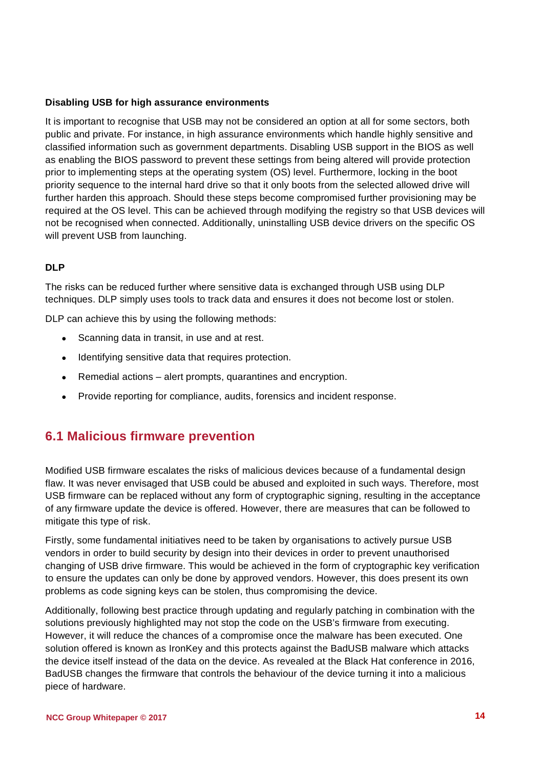**Disabling USB for high assurance environments**

It is important to recognise that USB may not be considered an option at all for some sectors, both public and private. For instance, in high assurance environments which handle highly sensitive and classified information such as government departments. Disabling USB support in the BIOS as well as enabling the BIOS password to prevent these settings from being altered will provide protection prior to implementing steps at the operating system (OS) level. Furthermore, locking in the boot priority sequence to the internal hard drive so that it only boots from the selected allowed drive will further harden this approach. Should these steps become compromised further provisioning may be required at the OS level. This can be achieved through modifying the registry so that USB devices will not be recognised when connected. Additionally, uninstalling USB device drivers on the specific OS will prevent USB from launching.

**DLP**

The risks can be reduced further where sensitive data is exchanged through USB using DLP techniques. DLP simply uses tools to track data and ensures it does not become lost or stolen.

DLP can achieve this by using the following methods:

- Scanning data in transit, in use and at rest.
- Identifying sensitive data that requires protection.
- Remedial actions – alert prompts, quarantines and encryption.
- Provide reporting for compliance, audits, forensics and incident response.

## 6.1 Malicious firmware prevention

Modified USB firmware escalates the risks of malicious devices because of a fundamental design flaw. It was never envisaged that USB could be abused and exploited in such ways. Therefore, most USB firmware can be replaced without any form of cryptographic signing, resulting in the acceptance of any firmware update the device is offered. However, there are measures that can be followed to mitigate this type of risk.

Firstly, some fundamental initiatives need to be taken by organisations to actively pursue USB vendors in order to build security by design into their devices in order to prevent unauthorised changing of USB drive firmware. This would be achieved in the form of cryptographic key verification to ensure the updates can only be done by approved vendors. However, this does present its own problems as code signing keys can be stolen, thus compromising the device.

Additionally, following best practice through updating and regularly patching in combination with the solutions previously highlighted may not stop the code on the USB's firmware from executing. However, it will reduce the chances of a compromise once the malware has been executed. One solution offered is known as IronKey and this protects against the BadUSB malware which attacks the device itself instead of the data on the device. As revealed at the Black Hat conference in 2016, BadUSB changes the firmware that controls the behaviour of the device turning it into a malicious piece of hardware.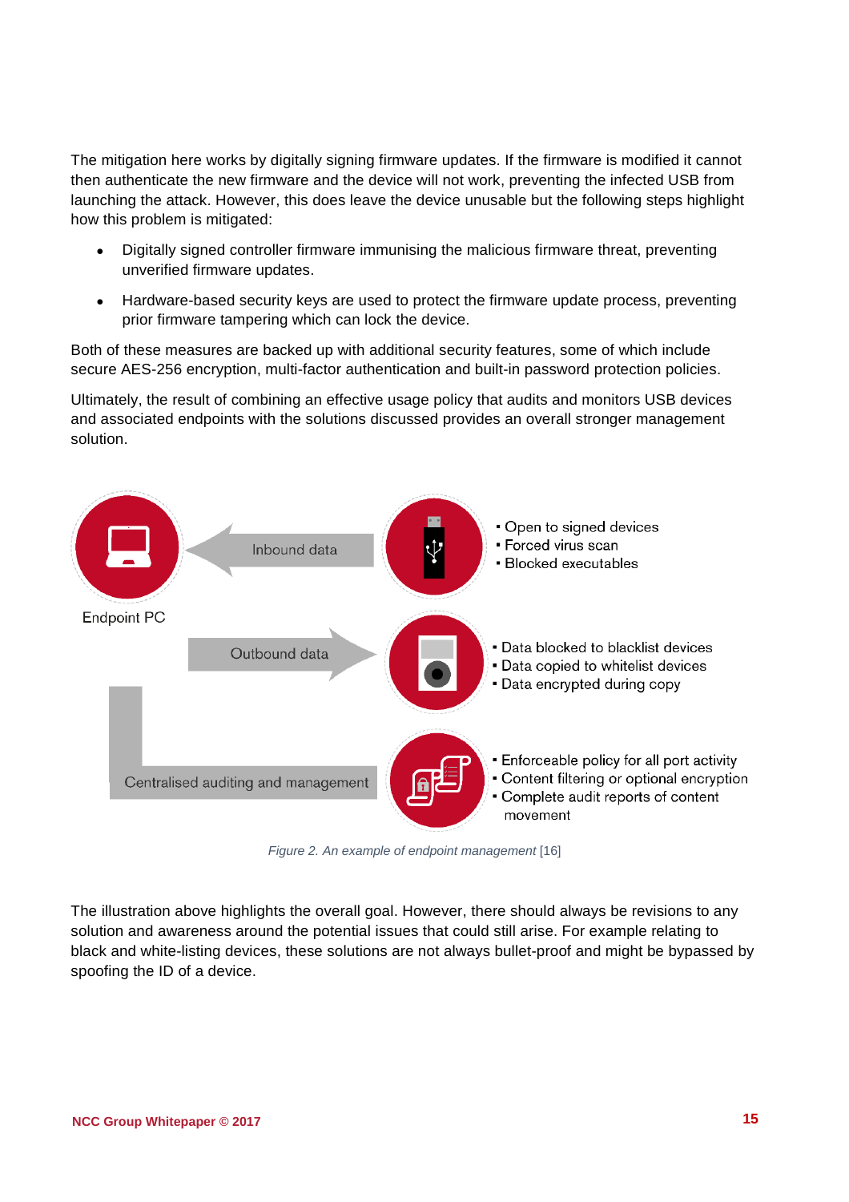The mitigation here works by digitally signing firmware updates. If the firmware is modified it cannot then authenticate the new firmware and the device will not work, preventing the infected USB from launching the attack. However, this does leave the device unusable but the following steps highlight how this problem is mitigated:

- Digitally signed controller firmware immunising the malicious firmware threat, preventing unverified firmware updates.
- Hardware-based security keys are used to protect the firmware update process, preventing prior firmware tampering which can lock the device.

Both of these measures are backed up with additional security features, some of which include secure AES-256 encryption, multi-factor authentication and built-in password protection policies.

Ultimately, the result of combining an effective usage policy that audits and monitors USB devices and associated endpoints with the solutions discussed provides an overall stronger management solution.

Endpoint PC

Inbound data

- Open to signed devices
- Forced virus scan
- Blocked executables

Outbound data

- Data blocked to blacklist devices
- Data copied to whitelist devices
- Data encrypted during copy

Centralised auditing and management

- Enforceable policy for all port activity
- Content filtering or optional encryption
- Complete audit reports of content movement

*Figure 2. An example of endpoint management* [16]

The illustration above highlights the overall goal. However, there should always be revisions to any solution and awareness around the potential issues that could still arise. For example relating to black and white-listing devices, these solutions are not always bullet-proof and might be bypassed by spoofing the ID of a device.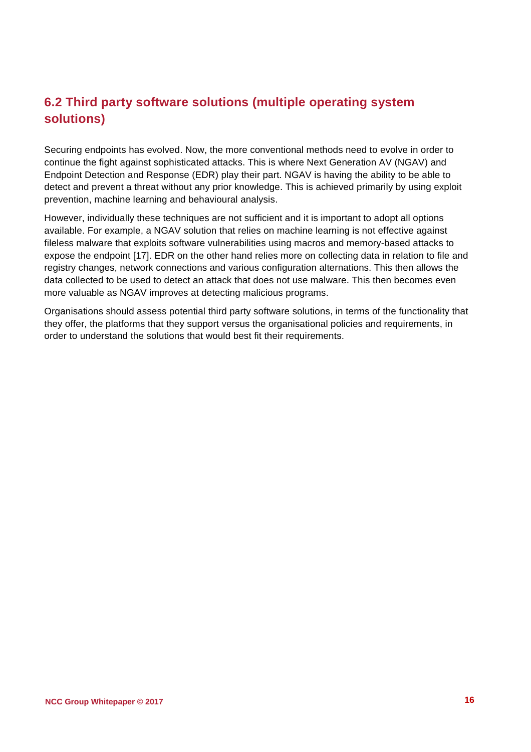## 6.2 Third party software solutions (multiple operating system solutions)

Securing endpoints has evolved. Now, the more conventional methods need to evolve in order to continue the fight against sophisticated attacks. This is where Next Generation AV (NGAV) and Endpoint Detection and Response (EDR) play their part. NGAV is having the ability to be able to detect and prevent a threat without any prior knowledge. This is achieved primarily by using exploit prevention, machine learning and behavioural analysis.

However, individually these techniques are not sufficient and it is important to adopt all options available. For example, a NGAV solution that relies on machine learning is not effective against fileless malware that exploits software vulnerabilities using macros and memory-based attacks to expose the endpoint [17]. EDR on the other hand relies more on collecting data in relation to file and registry changes, network connections and various configuration alternations. This then allows the data collected to be used to detect an attack that does not use malware. This then becomes even more valuable as NGAV improves at detecting malicious programs.

Organisations should assess potential third party software solutions, in terms of the functionality that they offer, the platforms that they support versus the organisational policies and requirements, in order to understand the solutions that would best fit their requirements.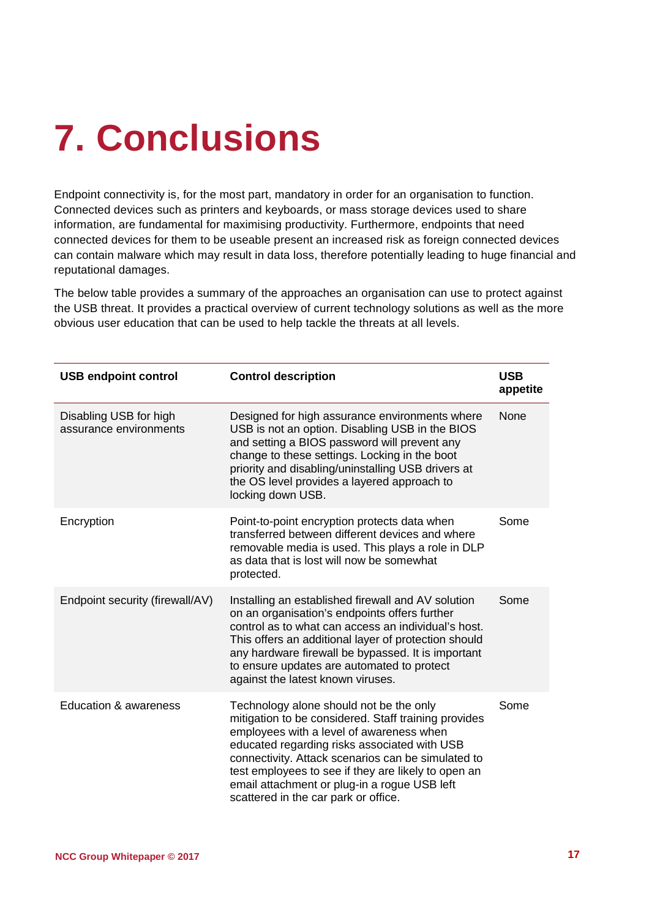# 7. Conclusions

Endpoint connectivity is, for the most part, mandatory in order for an organisation to function. Connected devices such as printers and keyboards, or mass storage devices used to share information, are fundamental for maximising productivity. Furthermore, endpoints that need connected devices for them to be useable present an increased risk as foreign connected devices can contain malware which may result in data loss, therefore potentially leading to huge financial and reputational damages.

The below table provides a summary of the approaches an organisation can use to protect against the USB threat. It provides a practical overview of current technology solutions as well as the more obvious user education that can be used to help tackle the threats at all levels.

| USB endpoint control | Control description | USB appetite |
|---|---|---|
| Disabling USB for high assurance environments | Designed for high assurance environments where USB is not an option. Disabling USB in the BIOS and setting a BIOS password will prevent any change to these settings. Locking in the boot priority and disabling/uninstalling USB drivers at the OS level provides a layered approach to locking down USB. | None |
| Encryption | Point-to-point encryption protects data when transferred between different devices and where removable media is used. This plays a role in DLP as data that is lost will now be somewhat protected. | Some |
| Endpoint security (firewall/AV) | Installing an established firewall and AV solution on an organisation's endpoints offers further control as to what can access an individual's host. This offers an additional layer of protection should any hardware firewall be bypassed. It is important to ensure updates are automated to protect against the latest known viruses. | Some |
| Education & awareness | Technology alone should not be the only mitigation to be considered. Staff training provides employees with a level of awareness when educated regarding risks associated with USB connectivity. Attack scenarios can be simulated to test employees to see if they are likely to open an email attachment or plug-in a rogue USB left scattered in the car park or office. | Some |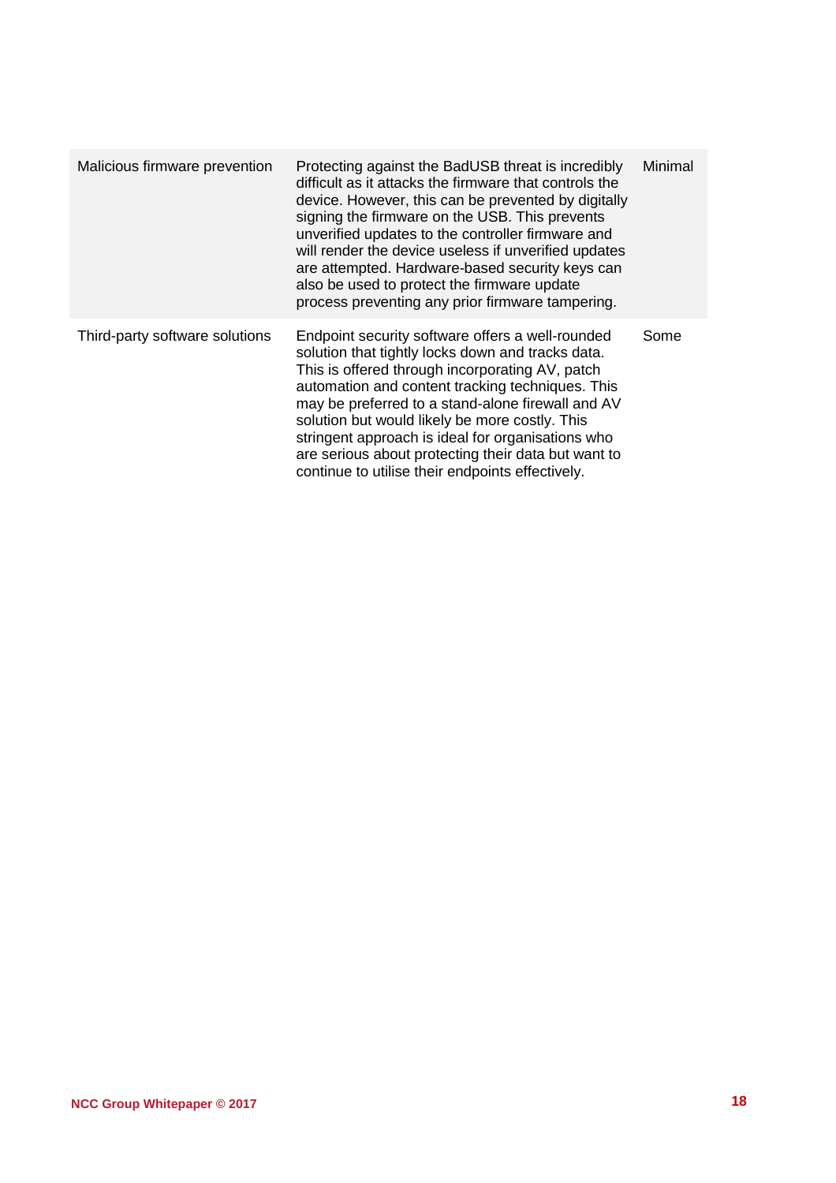| | | |
|---|---|---|
| Malicious firmware prevention | Protecting against the BadUSB threat is incredibly difficult as it attacks the firmware that controls the device. However, this can be prevented by digitally signing the firmware on the USB. This prevents unverified updates to the controller firmware and will render the device useless if unverified updates are attempted. Hardware-based security keys can also be used to protect the firmware update process preventing any prior firmware tampering. | Minimal |
| Third-party software solutions | Endpoint security software offers a well-rounded solution that tightly locks down and tracks data. This is offered through incorporating AV, patch automation and content tracking techniques. This may be preferred to a stand-alone firewall and AV solution but would likely be more costly. This stringent approach is ideal for organisations who are serious about protecting their data but want to continue to utilise their endpoints effectively. | Some |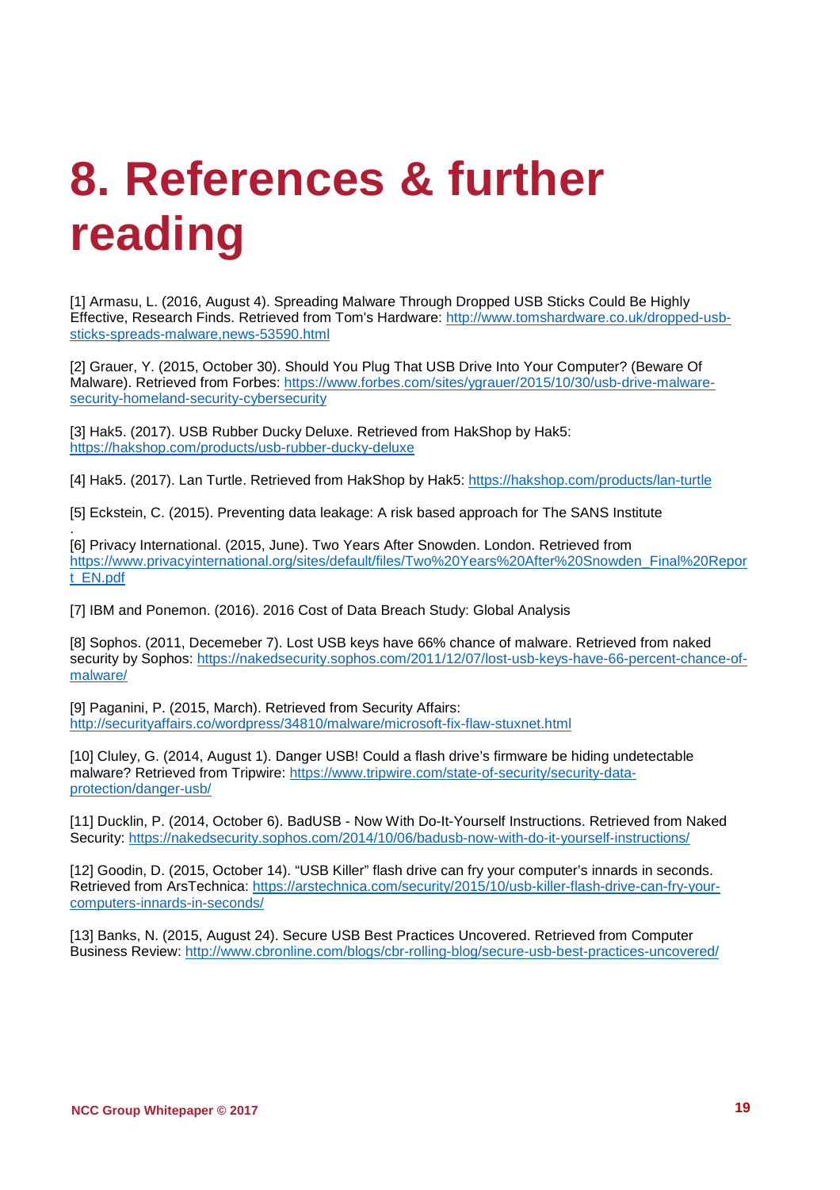# 8. References & further reading

[1] Armasu, L. (2016, August 4). Spreading Malware Through Dropped USB Sticks Could Be Highly Effective, Research Finds. Retrieved from Tom's Hardware: http://www.tomshardware.co.uk/dropped-usb-sticks-spreads-malware,news-53590.html

[2] Grauer, Y. (2015, October 30). Should You Plug That USB Drive Into Your Computer? (Beware Of Malware). Retrieved from Forbes: https://www.forbes.com/sites/ygrauer/2015/10/30/usb-drive-malware-security-homeland-security-cybersecurity

[3] Hak5. (2017). USB Rubber Ducky Deluxe. Retrieved from HakShop by Hak5: https://hakshop.com/products/usb-rubber-ducky-deluxe

[4] Hak5. (2017). Lan Turtle. Retrieved from HakShop by Hak5: https://hakshop.com/products/lan-turtle

[5] Eckstein, C. (2015). Preventing data leakage: A risk based approach for The SANS Institute

.

[6] Privacy International. (2015, June). Two Years After Snowden. London. Retrieved from https://www.privacyinternational.org/sites/default/files/Two%20Years%20After%20Snowden_Final%20Report_EN.pdf

[7] IBM and Ponemon. (2016). 2016 Cost of Data Breach Study: Global Analysis

[8] Sophos. (2011, Decemeber 7). Lost USB keys have 66% chance of malware. Retrieved from naked security by Sophos: https://nakedsecurity.sophos.com/2011/12/07/lost-usb-keys-have-66-percent-chance-of-malware/

[9] Paganini, P. (2015, March). Retrieved from Security Affairs: http://securityaffairs.co/wordpress/34810/malware/microsoft-fix-flaw-stuxnet.html

[10] Cluley, G. (2014, August 1). Danger USB! Could a flash drive's firmware be hiding undetectable malware? Retrieved from Tripwire: https://www.tripwire.com/state-of-security/security-data-protection/danger-usb/

[11] Ducklin, P. (2014, October 6). BadUSB - Now With Do-It-Yourself Instructions. Retrieved from Naked Security: https://nakedsecurity.sophos.com/2014/10/06/badusb-now-with-do-it-yourself-instructions/

[12] Goodin, D. (2015, October 14). "USB Killer" flash drive can fry your computer's innards in seconds. Retrieved from ArsTechnica: https://arstechnica.com/security/2015/10/usb-killer-flash-drive-can-fry-your-computers-innards-in-seconds/

[13] Banks, N. (2015, August 24). Secure USB Best Practices Uncovered. Retrieved from Computer Business Review: http://www.cbronline.com/blogs/cbr-rolling-blog/secure-usb-best-practices-uncovered/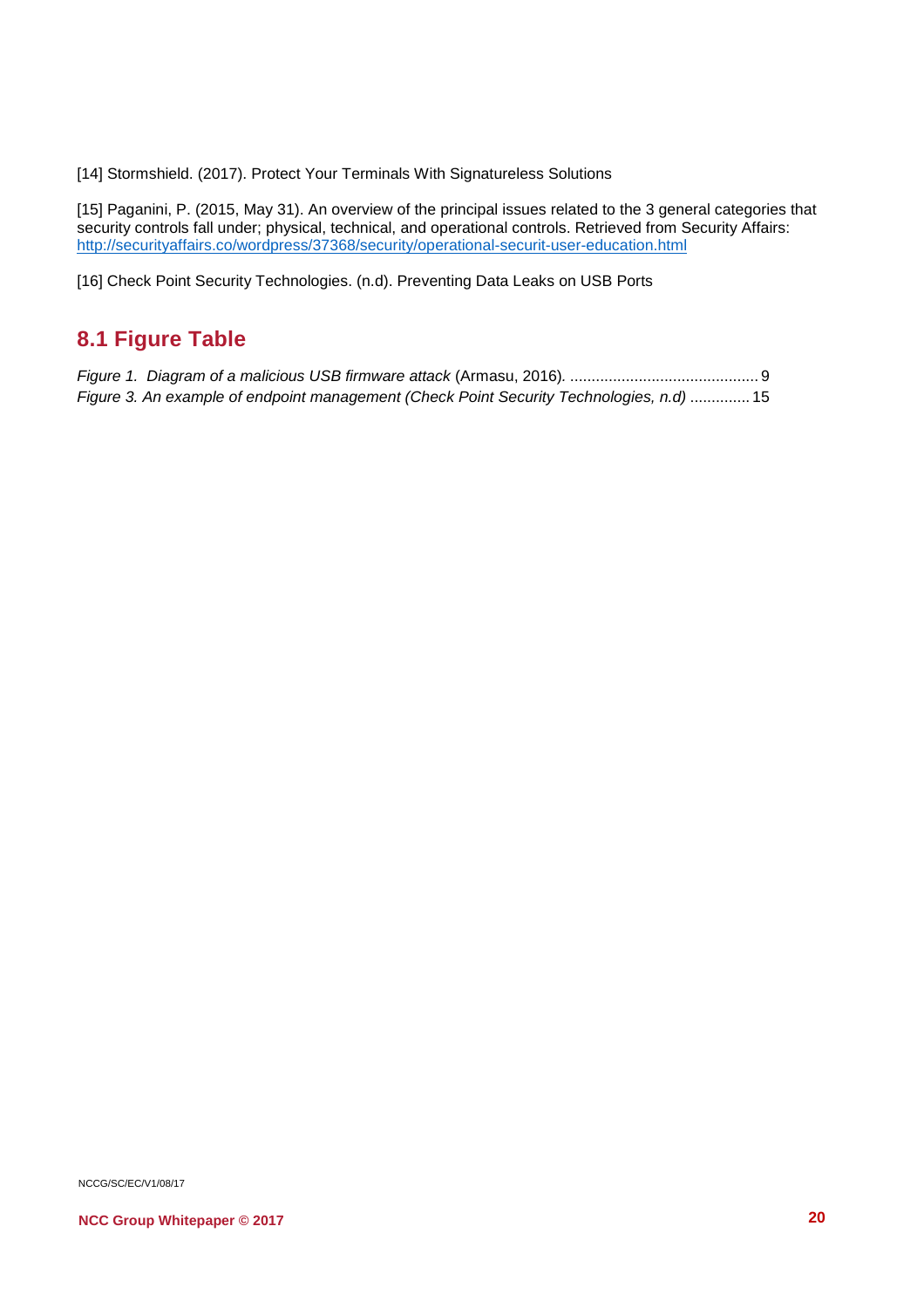[14] Stormshield. (2017). Protect Your Terminals With Signatureless Solutions

[15] Paganini, P. (2015, May 31). An overview of the principal issues related to the 3 general categories that security controls fall under; physical, technical, and operational controls. Retrieved from Security Affairs: http://securityaffairs.co/wordpress/37368/security/operational-securit-user-education.html

[16] Check Point Security Technologies. (n.d). Preventing Data Leaks on USB Ports

## 8.1 Figure Table

*Figure 1. Diagram of a malicious USB firmware attack* (Armasu, 2016). ............................................ 9
*Figure 3. An example of endpoint management (Check Point Security Technologies, n.d)* ............. 15

NCCG/SC/EC/V1/08/17